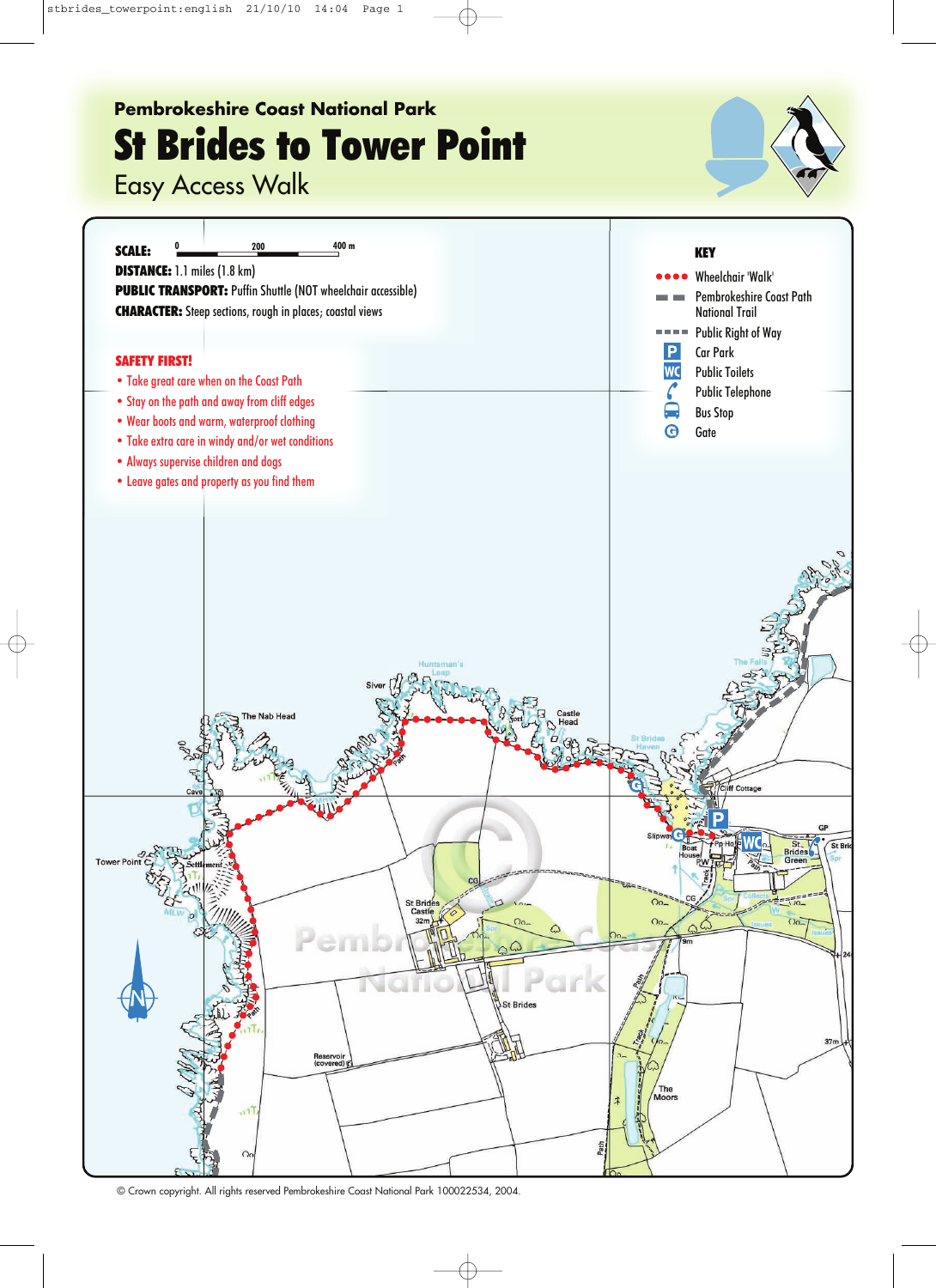Pembrokeshire Coast National Park

# St Brides to Tower Point

## Easy Access Walk

**SCALE:** 0 200 400 m

**DISTANCE:** 1.1 miles (1.8 km)

**PUBLIC TRANSPORT:** Puffin Shuttle (NOT wheelchair accessible)

**CHARACTER:** Steep sections, rough in places; coastal views

**SAFETY FIRST!**

- Take great care when on the Coast Path
- Stay on the path and away from cliff edges
- Wear boots and warm, waterproof clothing
- Take extra care in windy and/or wet conditions
- Always supervise children and dogs
- Leave gates and property as you find them

**KEY**

- Wheelchair 'Walk'
- Pembrokeshire Coast Path National Trail
- Public Right of Way
- P Car Park
- WC Public Toilets
- Public Telephone
- Bus Stop
- G Gate

© Crown copyright. All rights reserved Pembrokeshire Coast National Park 100022534, 2004.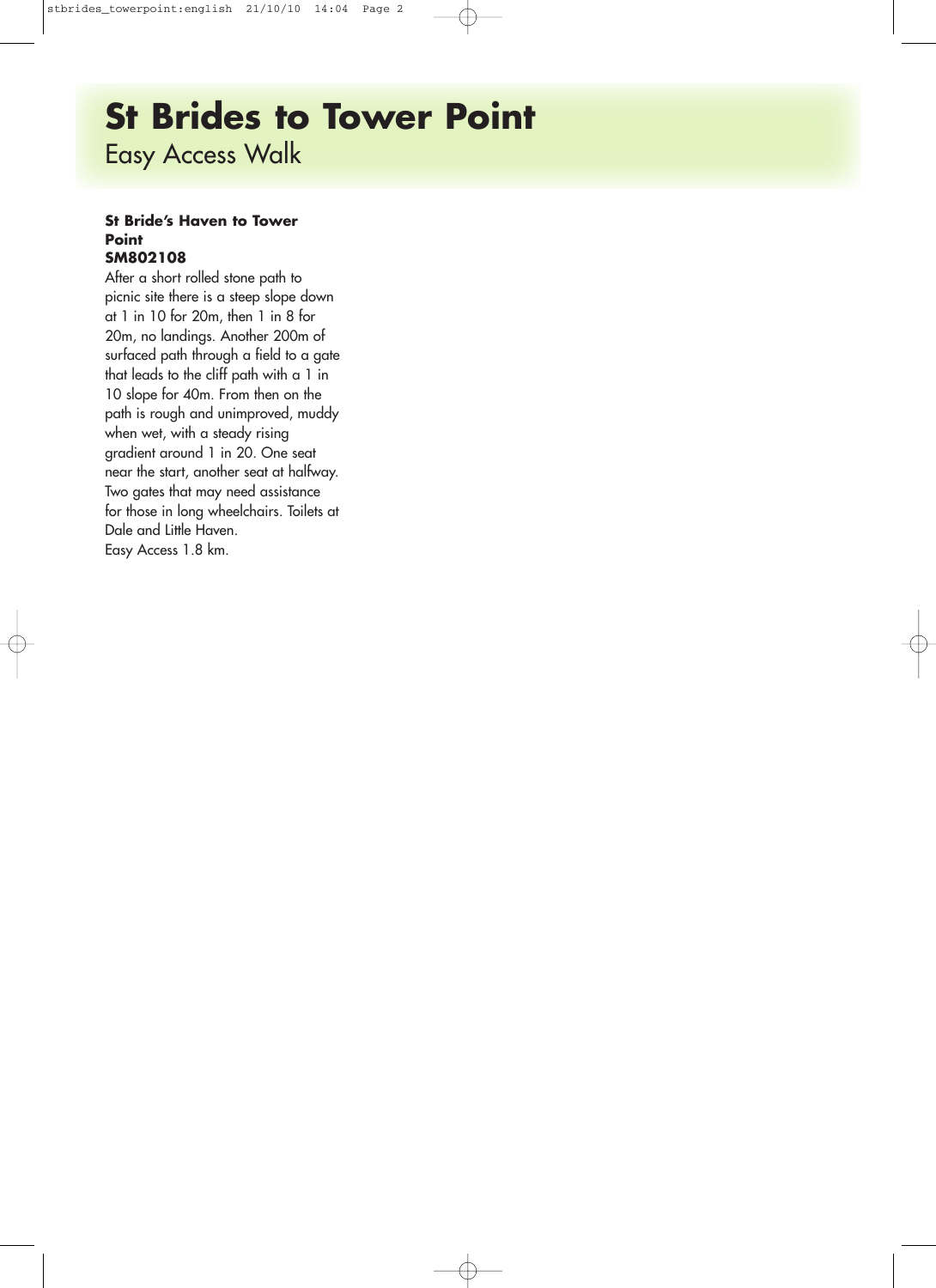# St Brides to Tower Point

## Easy Access Walk

**St Bride's Haven to Tower Point**
**SM802108**

After a short rolled stone path to picnic site there is a steep slope down at 1 in 10 for 20m, then 1 in 8 for 20m, no landings. Another 200m of surfaced path through a field to a gate that leads to the cliff path with a 1 in 10 slope for 40m. From then on the path is rough and unimproved, muddy when wet, with a steady rising gradient around 1 in 20. One seat near the start, another seat at halfway. Two gates that may need assistance for those in long wheelchairs. Toilets at Dale and Little Haven.
Easy Access 1.8 km.